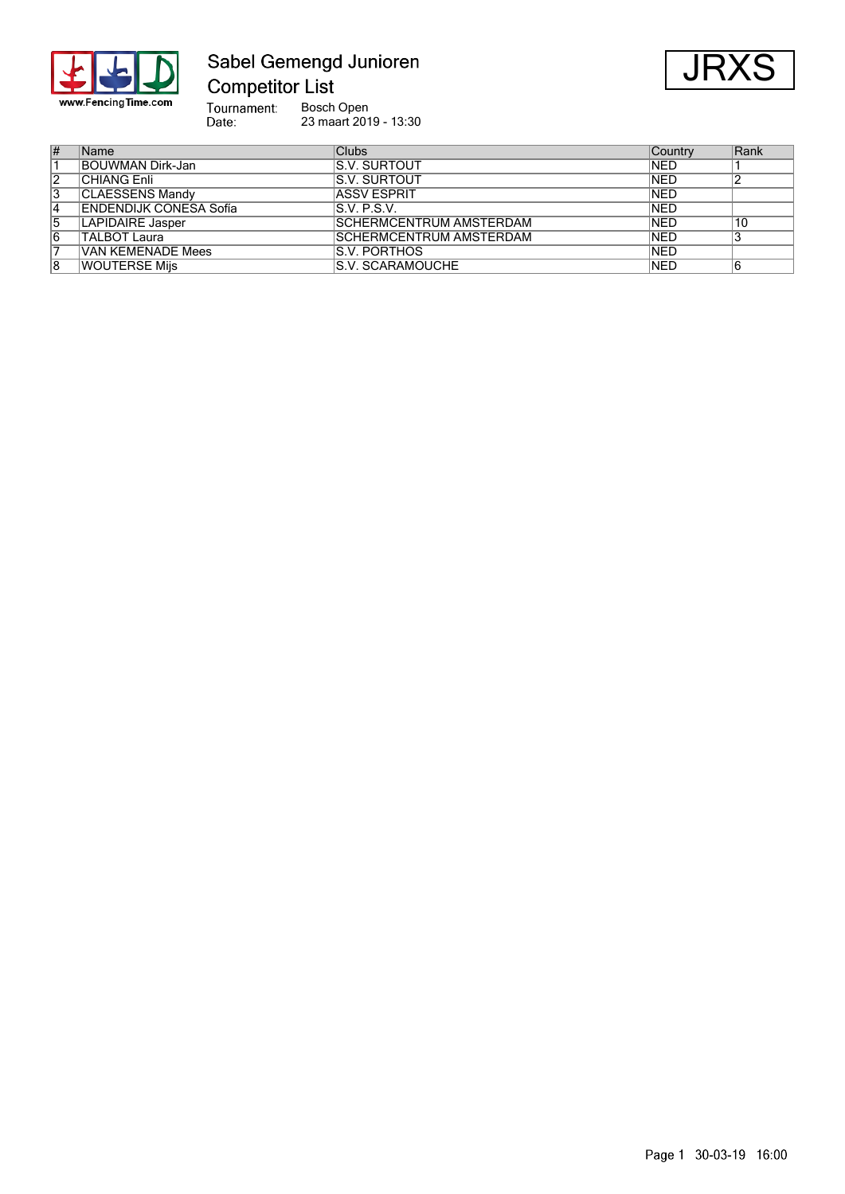# Sabel Gemengd Junioren

## Competitor List

**JRXS**

Tournament: Bosch Open
Date: 23 maart 2019 - 13:30

| # | Name | Clubs | Country | Rank |
|---|---|---|---|---|
| 1 | BOUWMAN Dirk-Jan | S.V. SURTOUT | NED | 1 |
| 2 | CHIANG Enli | S.V. SURTOUT | NED | 2 |
| 3 | CLAESSENS Mandy | ASSV ESPRIT | NED | |
| 4 | ENDENDIJK CONESA Sofia | S.V. P.S.V. | NED | |
| 5 | LAPIDAIRE Jasper | SCHERMCENTRUM AMSTERDAM | NED | 10 |
| 6 | TALBOT Laura | SCHERMCENTRUM AMSTERDAM | NED | 3 |
| 7 | VAN KEMENADE Mees | S.V. PORTHOS | NED | |
| 8 | WOUTERSE Mijs | S.V. SCARAMOUCHE | NED | 6 |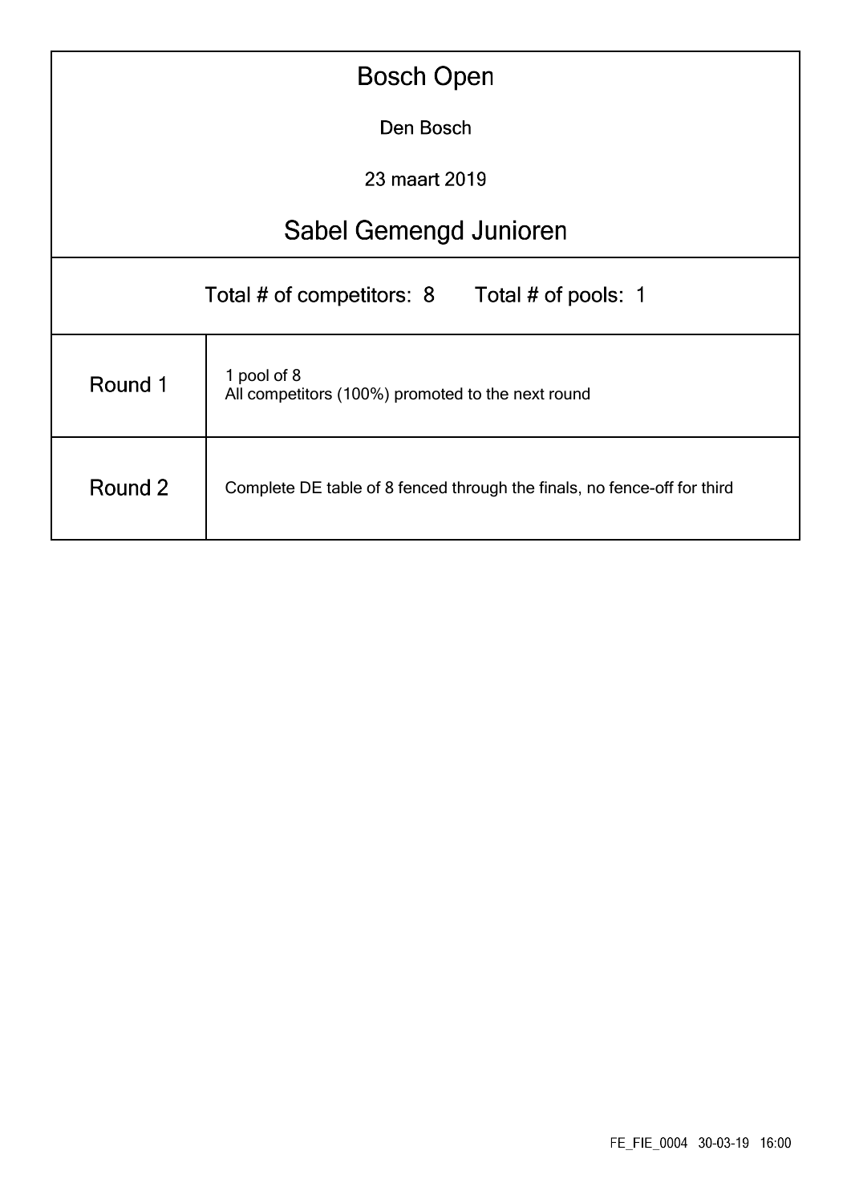# Bosch Open

Den Bosch

23 maart 2019

## Sabel Gemengd Junioren

Total # of competitors: 8 Total # of pools: 1

| | |
|---|---|
| Round 1 | 1 pool of 8<br>All competitors (100%) promoted to the next round |
| Round 2 | Complete DE table of 8 fenced through the finals, no fence-off for third |

FE_FIE_0004 30-03-19 16:00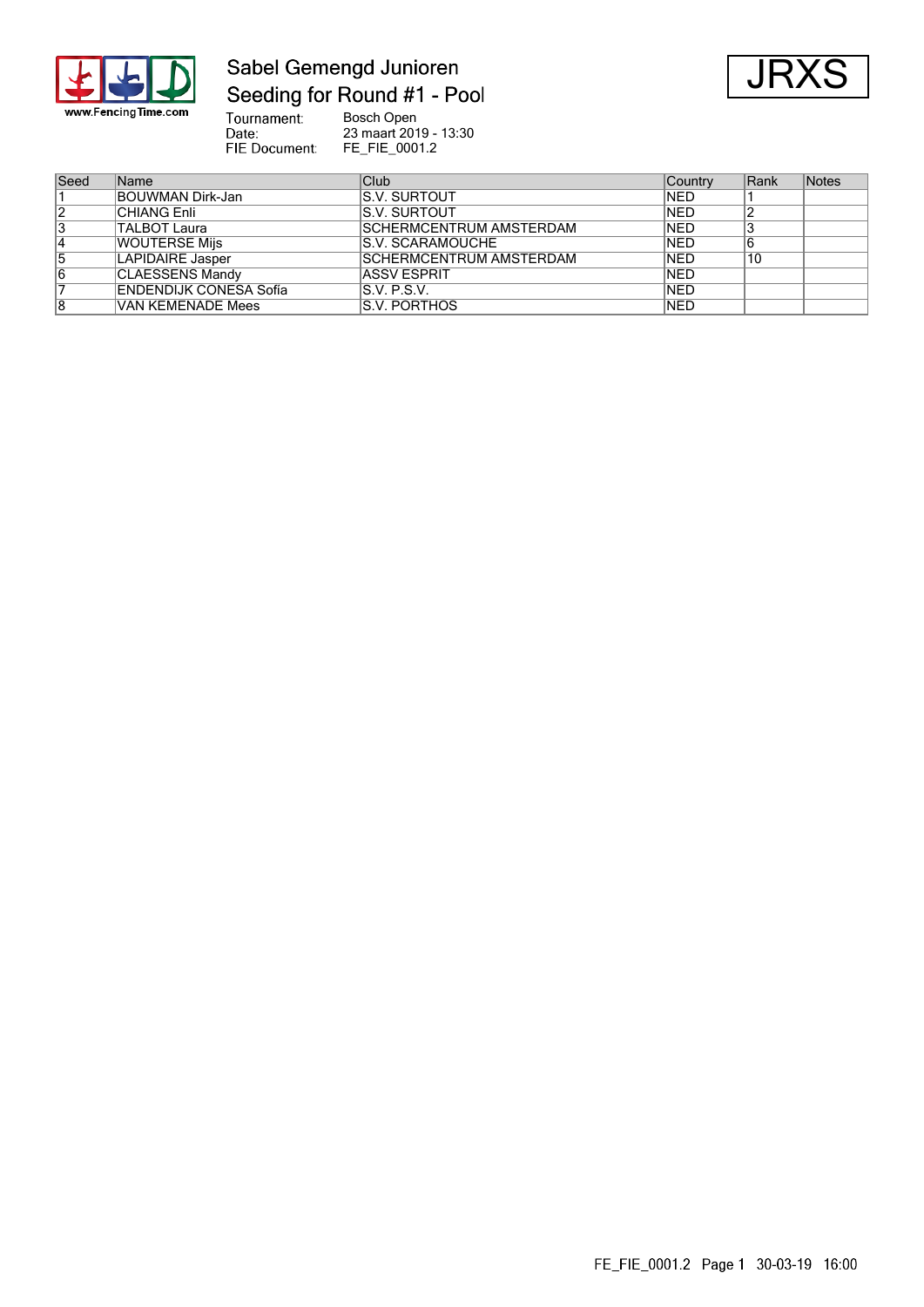# Sabel Gemengd Junioren

## Seeding for Round #1 - Pool

**JRXS**

Tournament: Bosch Open
Date: 23 maart 2019 - 13:30
FIE Document: FE_FIE_0001.2

| Seed | Name | Club | Country | Rank | Notes |
|---|---|---|---|---|---|
| 1 | BOUWMAN Dirk-Jan | S.V. SURTOUT | NED | 1 | |
| 2 | CHIANG Enli | S.V. SURTOUT | NED | 2 | |
| 3 | TALBOT Laura | SCHERMCENTRUM AMSTERDAM | NED | 3 | |
| 4 | WOUTERSE Mijs | S.V. SCARAMOUCHE | NED | 6 | |
| 5 | LAPIDAIRE Jasper | SCHERMCENTRUM AMSTERDAM | NED | 10 | |
| 6 | CLAESSENS Mandy | ASSV ESPRIT | NED | | |
| 7 | ENDENDIJK CONESA Sofia | S.V. P.S.V. | NED | | |
| 8 | VAN KEMENADE Mees | S.V. PORTHOS | NED | | |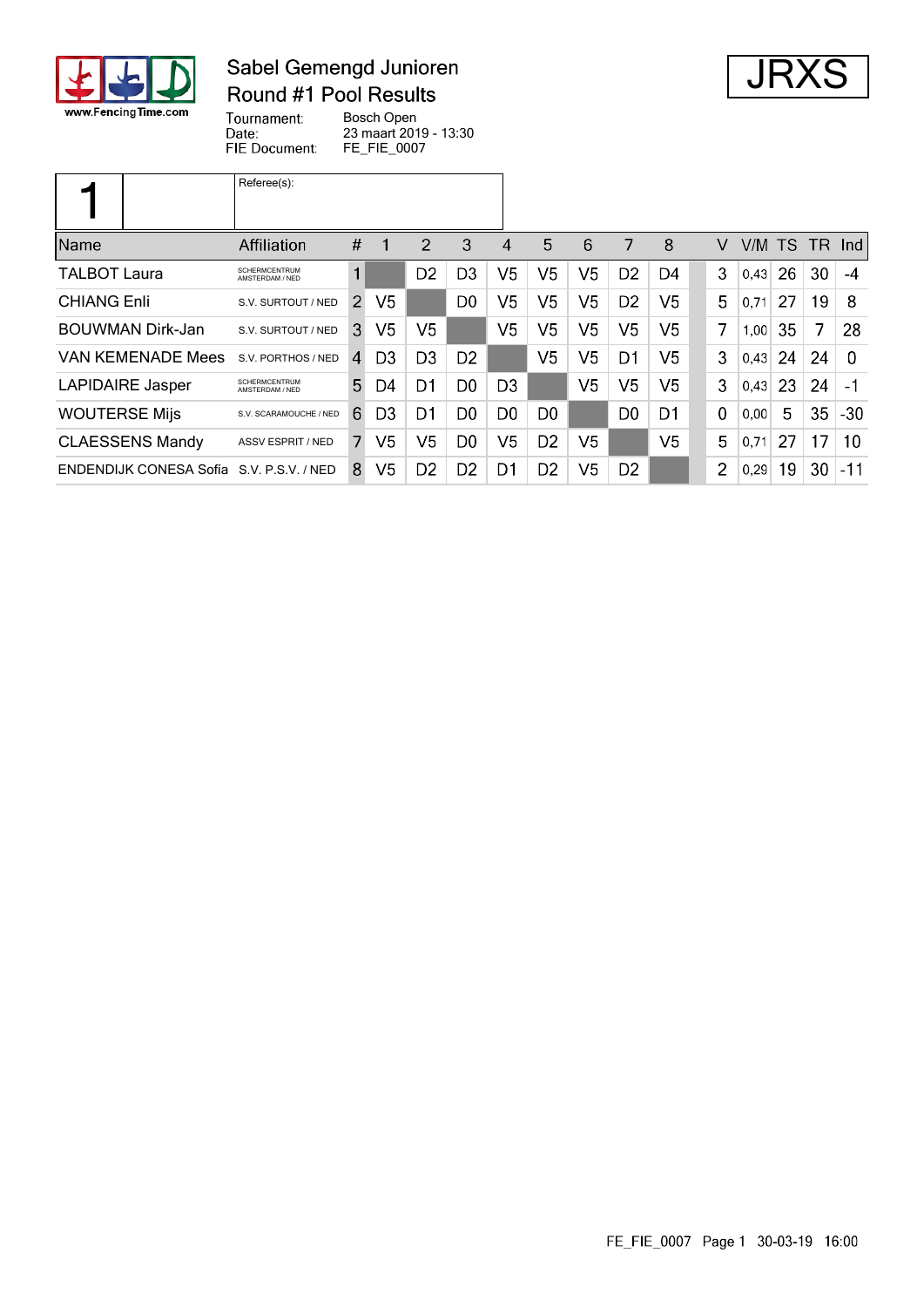# Sabel Gemengd Junioren

## Round #1 Pool Results

**JRXS**

Tournament: Bosch Open
Date: 23 maart 2019 - 13:30
FIE Document: FE_FIE_0007

| 1 | | Referee(s): |
|---|---|---|

| Name | Affiliation | # | 1 | 2 | 3 | 4 | 5 | 6 | 7 | 8 | V | V/M | TS | TR | Ind |
|---|---|---|---|---|---|---|---|---|---|---|---|---|---|---|---|
| TALBOT Laura | SCHERMCENTRUM AMSTERDAM / NED | 1 | | D2 | D3 | V5 | V5 | V5 | D2 | D4 | 3 | 0,43 | 26 | 30 | -4 |
| CHIANG Enli | S.V. SURTOUT / NED | 2 | V5 | | D0 | V5 | V5 | V5 | D2 | V5 | 5 | 0,71 | 27 | 19 | 8 |
| BOUWMAN Dirk-Jan | S.V. SURTOUT / NED | 3 | V5 | V5 | | V5 | V5 | V5 | V5 | V5 | 7 | 1,00 | 35 | 7 | 28 |
| VAN KEMENADE Mees | S.V. PORTHOS / NED | 4 | D3 | D3 | D2 | | V5 | V5 | D1 | V5 | 3 | 0,43 | 24 | 24 | 0 |
| LAPIDAIRE Jasper | SCHERMCENTRUM AMSTERDAM / NED | 5 | D4 | D1 | D0 | D3 | | V5 | V5 | V5 | 3 | 0,43 | 23 | 24 | -1 |
| WOUTERSE Mijs | S.V. SCARAMOUCHE / NED | 6 | D3 | D1 | D0 | D0 | D0 | | D0 | D1 | 0 | 0,00 | 5 | 35 | -30 |
| CLAESSENS Mandy | ASSV ESPRIT / NED | 7 | V5 | V5 | D0 | V5 | D2 | V5 | | V5 | 5 | 0,71 | 27 | 17 | 10 |
| ENDENDIJK CONESA Sofia | S.V. P.S.V. / NED | 8 | V5 | D2 | D2 | D1 | D2 | V5 | D2 | | 2 | 0,29 | 19 | 30 | -11 |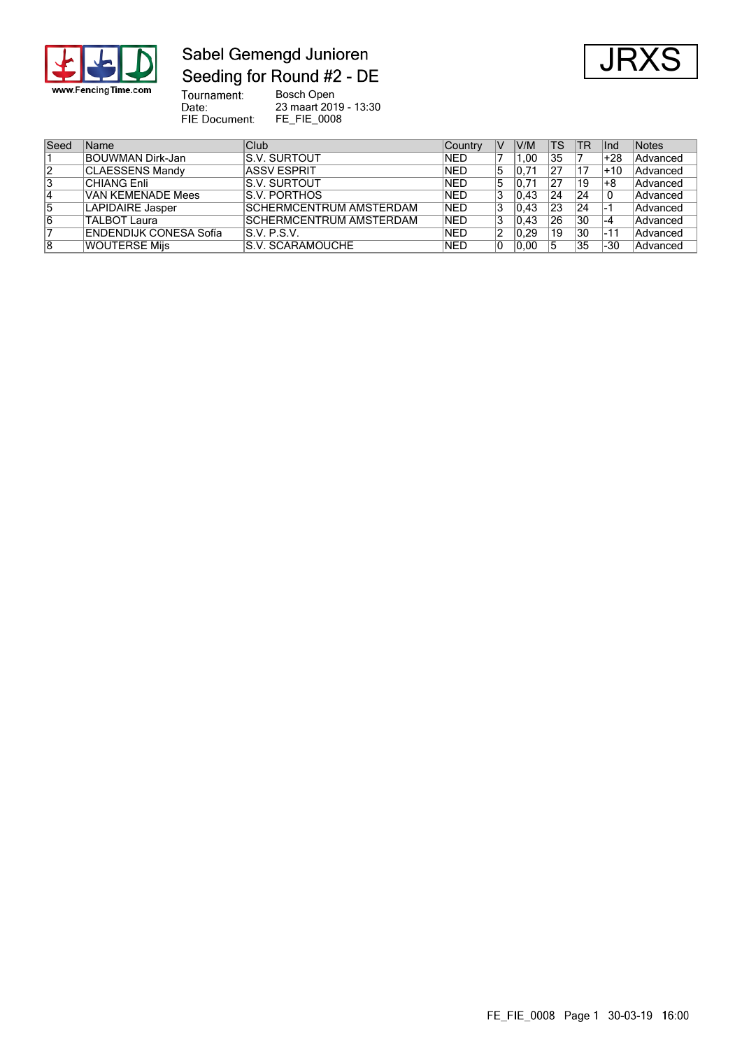# Sabel Gemengd Junioren

## Seeding for Round #2 - DE

**JRXS**

Tournament: Bosch Open
Date: 23 maart 2019 - 13:30
FIE Document: FE_FIE_0008

| Seed | Name | Club | Country | V | V/M | TS | TR | Ind | Notes |
|---|---|---|---|---|---|---|---|---|---|
| 1 | BOUWMAN Dirk-Jan | S.V. SURTOUT | NED | 7 | 1,00 | 35 | 7 | +28 | Advanced |
| 2 | CLAESSENS Mandy | ASSV ESPRIT | NED | 5 | 0,71 | 27 | 17 | +10 | Advanced |
| 3 | CHIANG Enli | S.V. SURTOUT | NED | 5 | 0,71 | 27 | 19 | +8 | Advanced |
| 4 | VAN KEMENADE Mees | S.V. PORTHOS | NED | 3 | 0,43 | 24 | 24 | 0 | Advanced |
| 5 | LAPIDAIRE Jasper | SCHERMCENTRUM AMSTERDAM | NED | 3 | 0,43 | 23 | 24 | -1 | Advanced |
| 6 | TALBOT Laura | SCHERMCENTRUM AMSTERDAM | NED | 3 | 0,43 | 26 | 30 | -4 | Advanced |
| 7 | ENDENDIJK CONESA Sofía | S.V. P.S.V. | NED | 2 | 0,29 | 19 | 30 | -11 | Advanced |
| 8 | WOUTERSE Mijs | S.V. SCARAMOUCHE | NED | 0 | 0,00 | 5 | 35 | -30 | Advanced |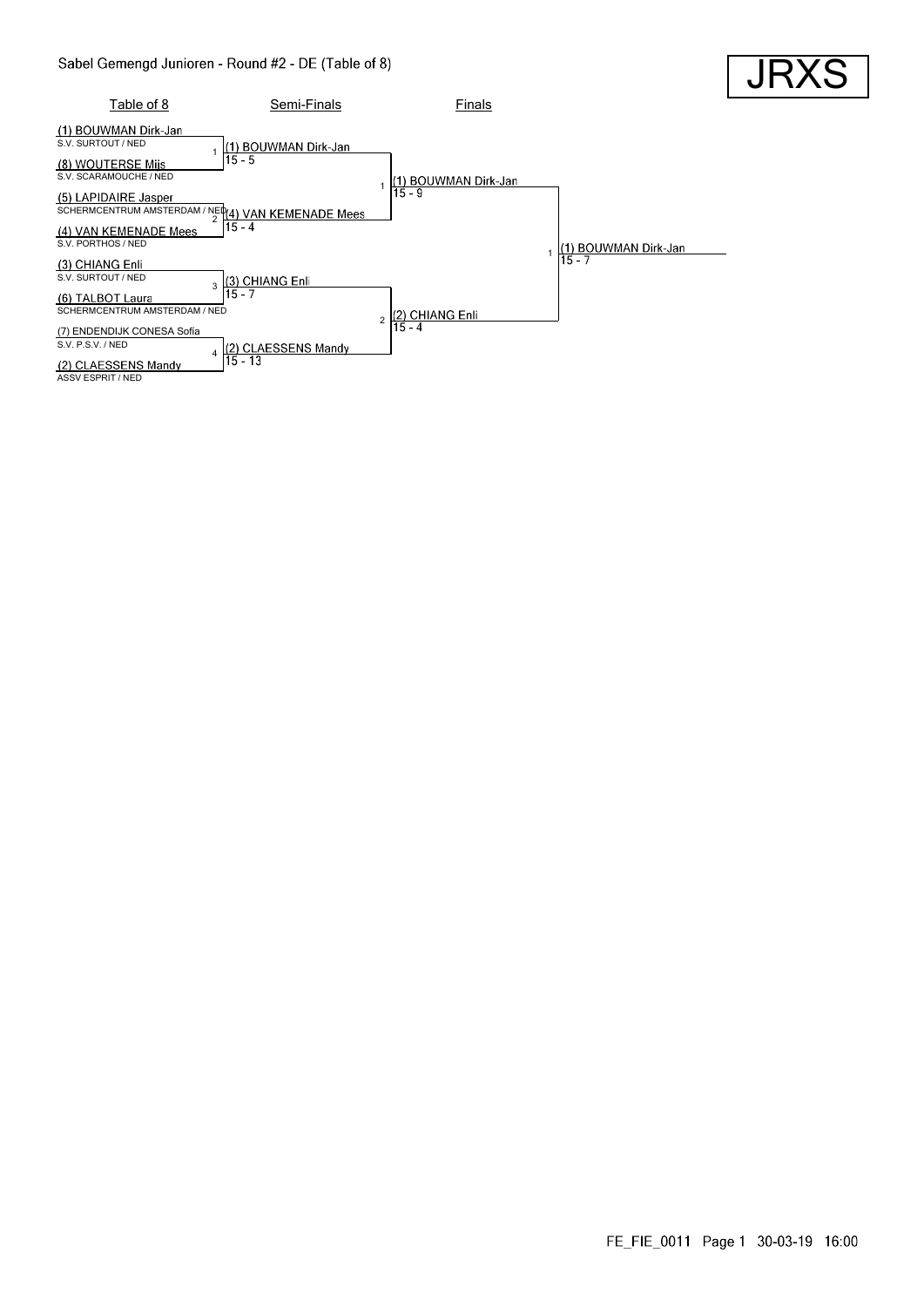# Sabel Gemengd Junioren - Round #2 - DE (Table of 8)

**JRXS**

## Table of 8

| Bout | Fencer A | Club A | Fencer B | Club B | Winner | Score |
|---|---|---|---|---|---|---|
| 1 | (1) BOUWMAN Dirk-Jan | S.V. SURTOUT / NED | (8) WOUTERSE Mijs | S.V. SCARAMOUCHE / NED | (1) BOUWMAN Dirk-Jan | 15 - 5 |
| 2 | (5) LAPIDAIRE Jasper | SCHERMCENTRUM AMSTERDAM / NED | (4) VAN KEMENADE Mees | S.V. PORTHOS / NED | (4) VAN KEMENADE Mees | 15 - 4 |
| 3 | (3) CHIANG Enli | S.V. SURTOUT / NED | (6) TALBOT Laura | SCHERMCENTRUM AMSTERDAM / NED | (3) CHIANG Enli | 15 - 7 |
| 4 | (7) ENDENDIJK CONESA Sofia | S.V. P.S.V. / NED | (2) CLAESSENS Mandy | ASSV ESPRIT / NED | (2) CLAESSENS Mandy | 15 - 13 |

## Semi-Finals

| Bout | Fencer A | Fencer B | Winner | Score |
|---|---|---|---|---|
| 1 | (1) BOUWMAN Dirk-Jan | (4) VAN KEMENADE Mees | (1) BOUWMAN Dirk-Jan | 15 - 9 |
| 2 | (3) CHIANG Enli | (2) CLAESSENS Mandy | (2) CHIANG Enli | 15 - 4 |

## Finals

| Bout | Fencer A | Fencer B | Winner | Score |
|---|---|---|---|---|
| 1 | (1) BOUWMAN Dirk-Jan | (2) CHIANG Enli | (1) BOUWMAN Dirk-Jan | 15 - 7 |

FE_FIE_0011 30-03-19 16:00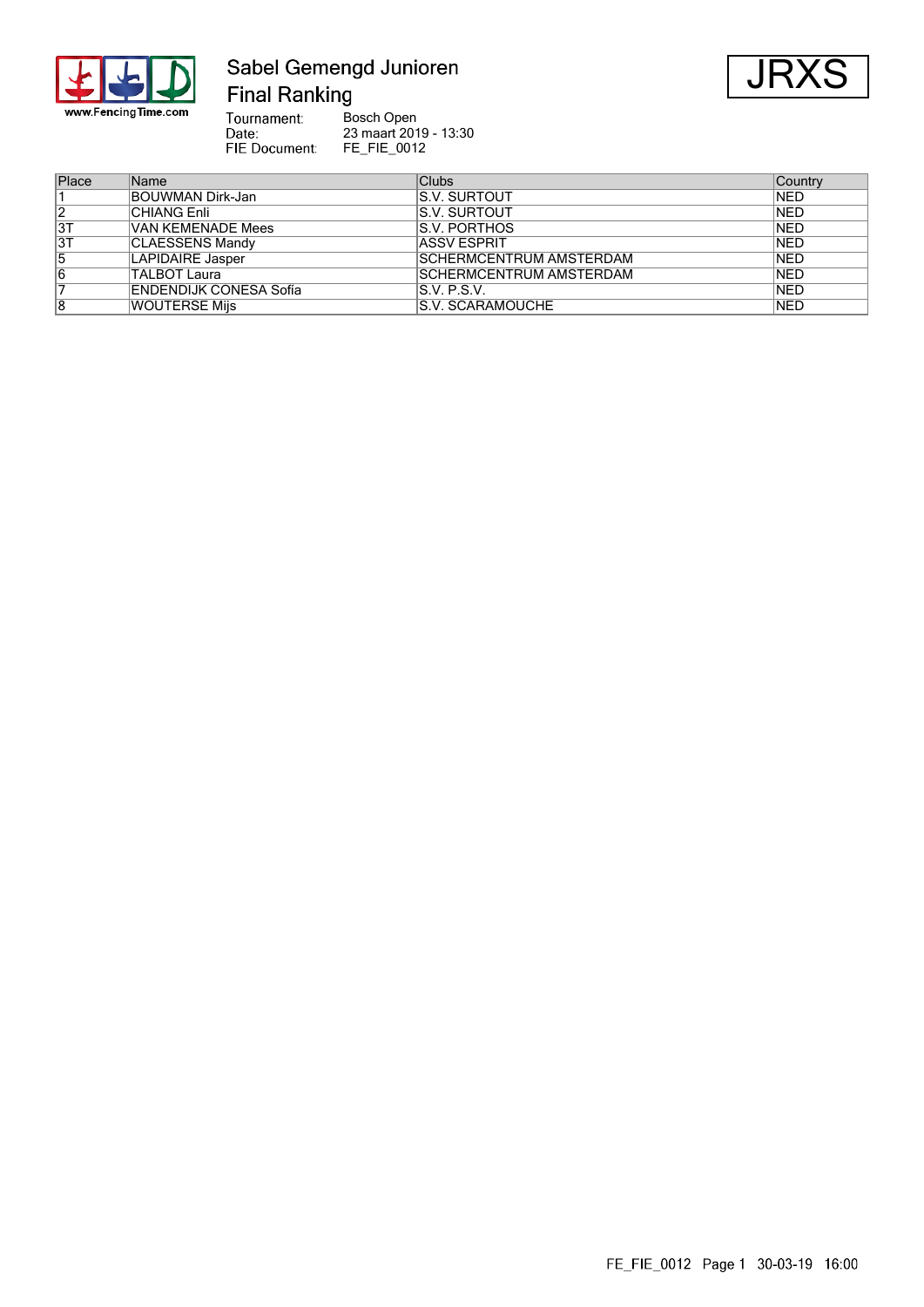# Sabel Gemengd Junioren

## Final Ranking

JRXS

Tournament: Bosch Open
Date: 23 maart 2019 - 13:30
FIE Document: FE_FIE_0012

| Place | Name | Clubs | Country |
|---|---|---|---|
| 1 | BOUWMAN Dirk-Jan | S.V. SURTOUT | NED |
| 2 | CHIANG Enli | S.V. SURTOUT | NED |
| 3T | VAN KEMENADE Mees | S.V. PORTHOS | NED |
| 3T | CLAESSENS Mandy | ASSV ESPRIT | NED |
| 5 | LAPIDAIRE Jasper | SCHERMCENTRUM AMSTERDAM | NED |
| 6 | TALBOT Laura | SCHERMCENTRUM AMSTERDAM | NED |
| 7 | ENDENDIJK CONESA Sofia | S.V. P.S.V. | NED |
| 8 | WOUTERSE Mijs | S.V. SCARAMOUCHE | NED |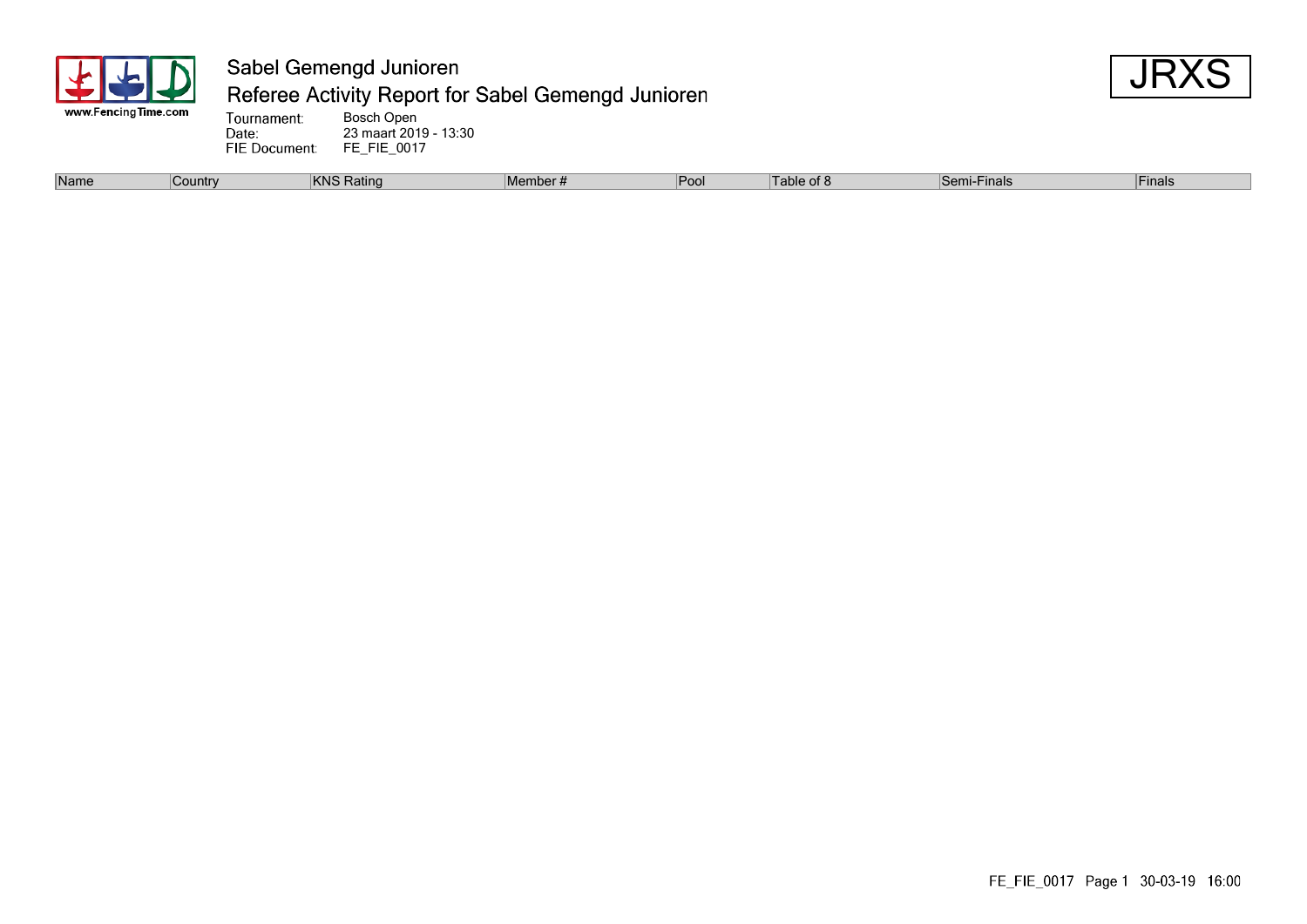# Sabel Gemengd Junioren

## Referee Activity Report for Sabel Gemengd Junioren

JRXS

Tournament: Bosch Open
Date: 23 maart 2019 - 13:30
FIE Document: FE_FIE_0017

| Name | Country | KNS Rating | Member # | Pool | Table of 8 | Semi-Finals | Finals |
|---|---|---|---|---|---|---|---|